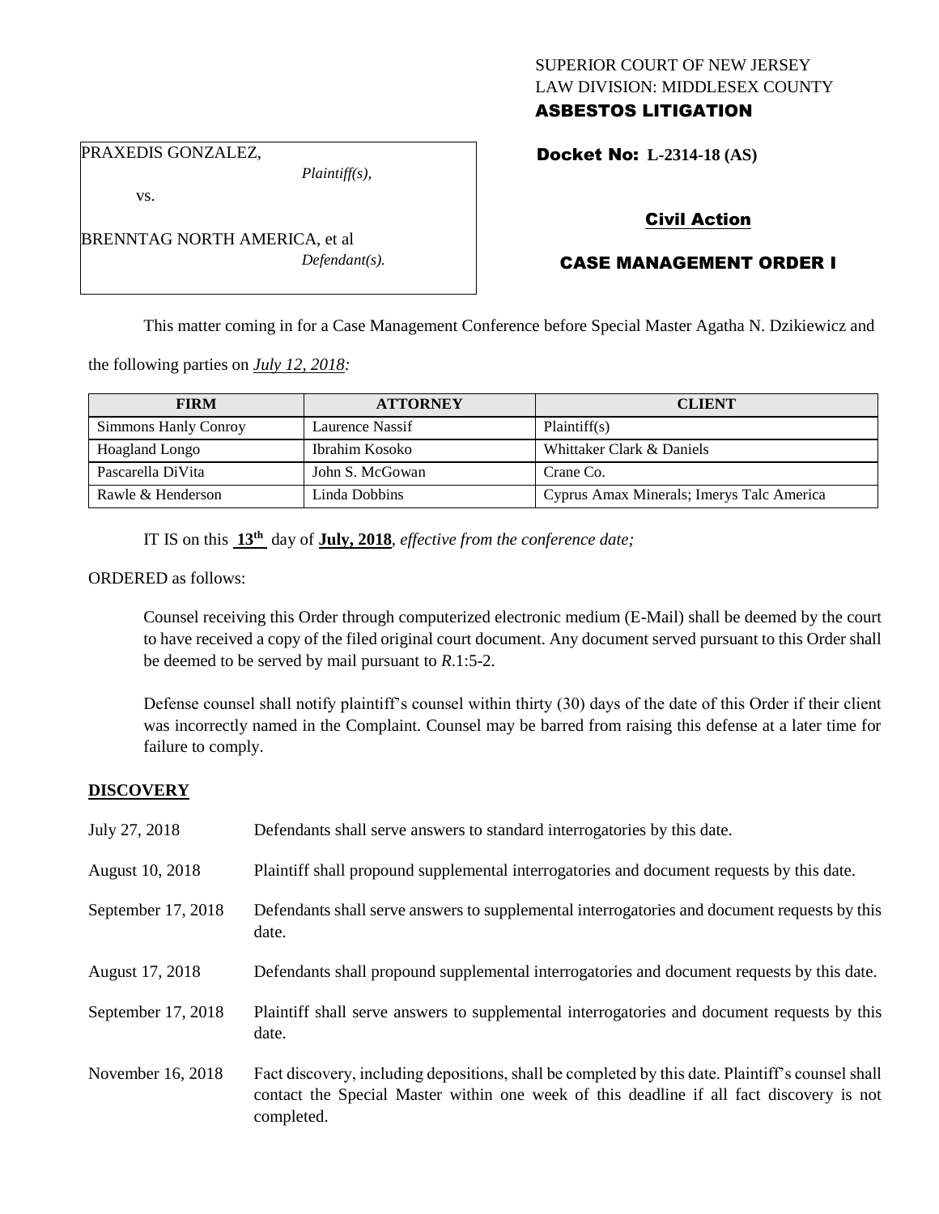SUPERIOR COURT OF NEW JERSEY
LAW DIVISION: MIDDLESEX COUNTY
**ASBESTOS LITIGATION**

PRAXEDIS GONZALEZ,
*Plaintiff(s),*
vs.
BRENNTAG NORTH AMERICA, et al
*Defendant(s).*

**Docket No: L-2314-18 (AS)**

**Civil Action**

**CASE MANAGEMENT ORDER I**

This matter coming in for a Case Management Conference before Special Master Agatha N. Dzikiewicz and the following parties on ***July 12, 2018:***

| FIRM | ATTORNEY | CLIENT |
|---|---|---|
| Simmons Hanly Conroy | Laurence Nassif | Plaintiff(s) |
| Hoagland Longo | Ibrahim Kosoko | Whittaker Clark & Daniels |
| Pascarella DiVita | John S. McGowan | Crane Co. |
| Rawle & Henderson | Linda Dobbins | Cyprus Amax Minerals; Imerys Talc America |

IT IS on this **13th** day of **July, 2018**, *effective from the conference date;*

ORDERED as follows:

Counsel receiving this Order through computerized electronic medium (E-Mail) shall be deemed by the court to have received a copy of the filed original court document. Any document served pursuant to this Order shall be deemed to be served by mail pursuant to *R*.1:5-2.

Defense counsel shall notify plaintiff's counsel within thirty (30) days of the date of this Order if their client was incorrectly named in the Complaint. Counsel may be barred from raising this defense at a later time for failure to comply.

**DISCOVERY**

July 27, 2018 — Defendants shall serve answers to standard interrogatories by this date.

August 10, 2018 — Plaintiff shall propound supplemental interrogatories and document requests by this date.

September 17, 2018 — Defendants shall serve answers to supplemental interrogatories and document requests by this date.

August 17, 2018 — Defendants shall propound supplemental interrogatories and document requests by this date.

September 17, 2018 — Plaintiff shall serve answers to supplemental interrogatories and document requests by this date.

November 16, 2018 — Fact discovery, including depositions, shall be completed by this date. Plaintiff's counsel shall contact the Special Master within one week of this deadline if all fact discovery is not completed.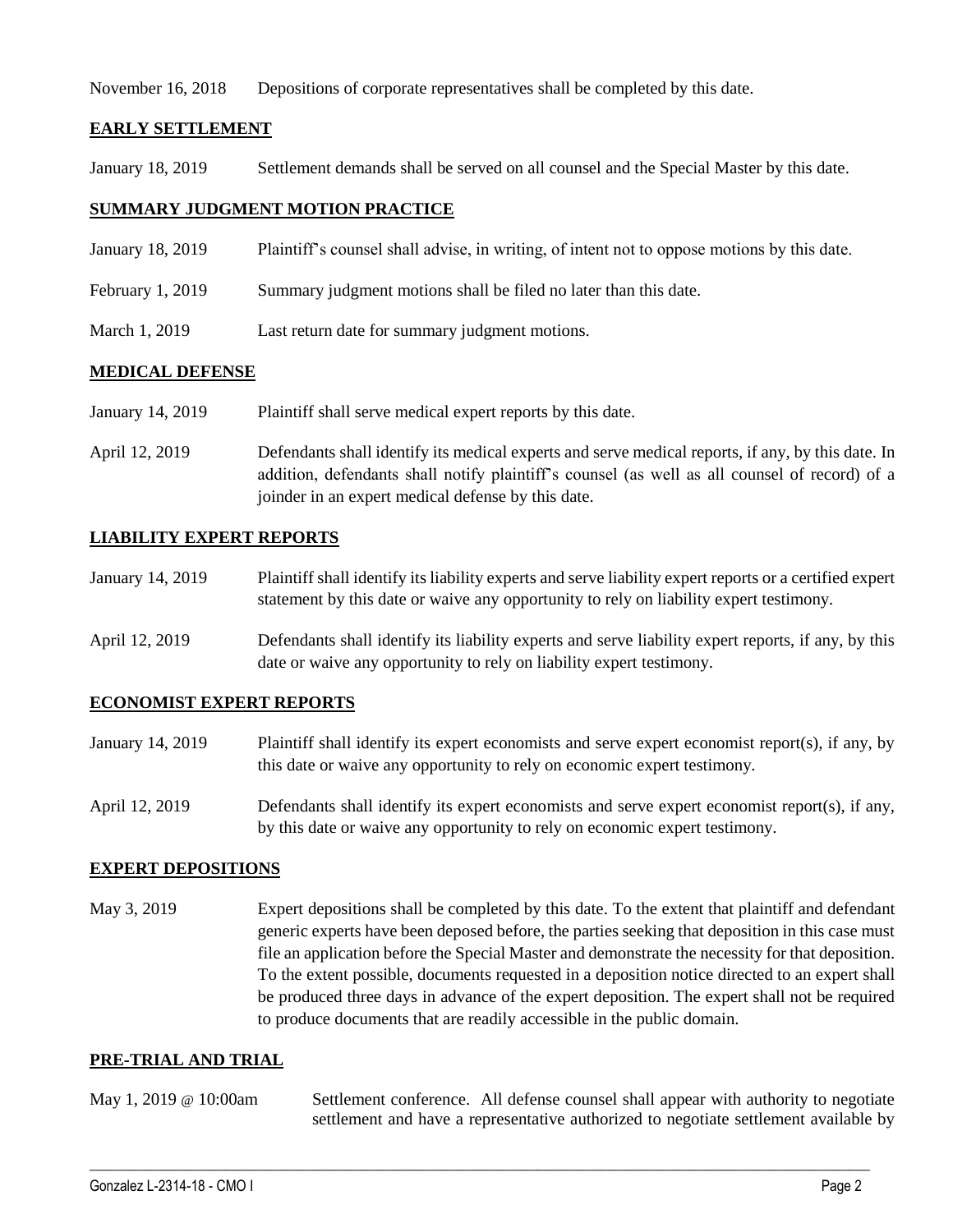November 16, 2018 Depositions of corporate representatives shall be completed by this date.

## EARLY SETTLEMENT

January 18, 2019 Settlement demands shall be served on all counsel and the Special Master by this date.

## SUMMARY JUDGMENT MOTION PRACTICE

January 18, 2019 Plaintiff's counsel shall advise, in writing, of intent not to oppose motions by this date.

February 1, 2019 Summary judgment motions shall be filed no later than this date.

March 1, 2019 Last return date for summary judgment motions.

## MEDICAL DEFENSE

January 14, 2019 Plaintiff shall serve medical expert reports by this date.

April 12, 2019 Defendants shall identify its medical experts and serve medical reports, if any, by this date. In addition, defendants shall notify plaintiff's counsel (as well as all counsel of record) of a joinder in an expert medical defense by this date.

## LIABILITY EXPERT REPORTS

January 14, 2019 Plaintiff shall identify its liability experts and serve liability expert reports or a certified expert statement by this date or waive any opportunity to rely on liability expert testimony.

April 12, 2019 Defendants shall identify its liability experts and serve liability expert reports, if any, by this date or waive any opportunity to rely on liability expert testimony.

## ECONOMIST EXPERT REPORTS

January 14, 2019 Plaintiff shall identify its expert economists and serve expert economist report(s), if any, by this date or waive any opportunity to rely on economic expert testimony.

April 12, 2019 Defendants shall identify its expert economists and serve expert economist report(s), if any, by this date or waive any opportunity to rely on economic expert testimony.

## EXPERT DEPOSITIONS

May 3, 2019 Expert depositions shall be completed by this date. To the extent that plaintiff and defendant generic experts have been deposed before, the parties seeking that deposition in this case must file an application before the Special Master and demonstrate the necessity for that deposition. To the extent possible, documents requested in a deposition notice directed to an expert shall be produced three days in advance of the expert deposition. The expert shall not be required to produce documents that are readily accessible in the public domain.

## PRE-TRIAL AND TRIAL

May 1, 2019 @ 10:00am Settlement conference. All defense counsel shall appear with authority to negotiate settlement and have a representative authorized to negotiate settlement available by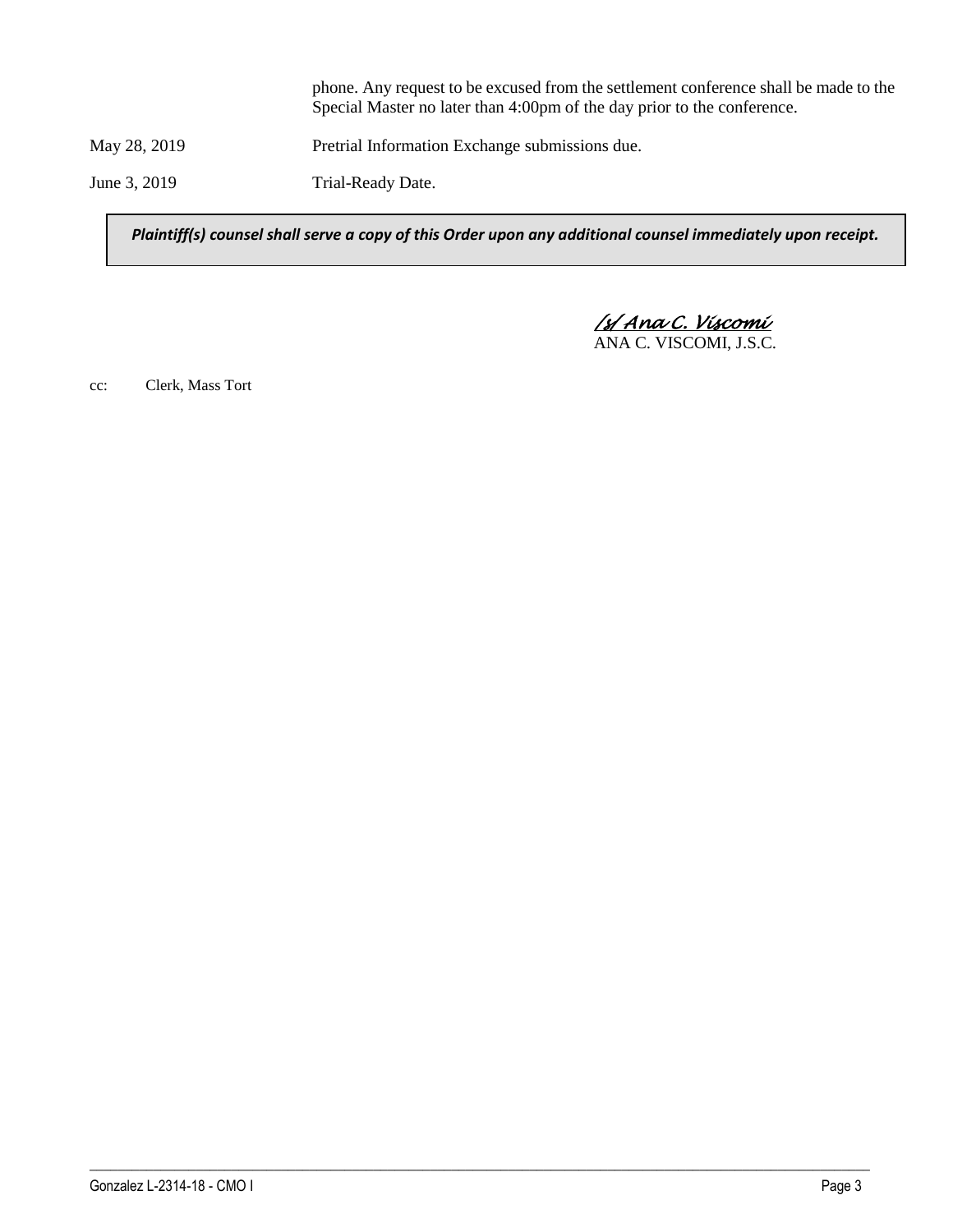| | |
|---|---|
| | phone. Any request to be excused from the settlement conference shall be made to the Special Master no later than 4:00pm of the day prior to the conference. |
| May 28, 2019 | Pretrial Information Exchange submissions due. |
| June 3, 2019 | Trial-Ready Date. |

***Plaintiff(s) counsel shall serve a copy of this Order upon any additional counsel immediately upon receipt.***

/s/ Ana C. Viscomi
ANA C. VISCOMI, J.S.C.

cc: Clerk, Mass Tort